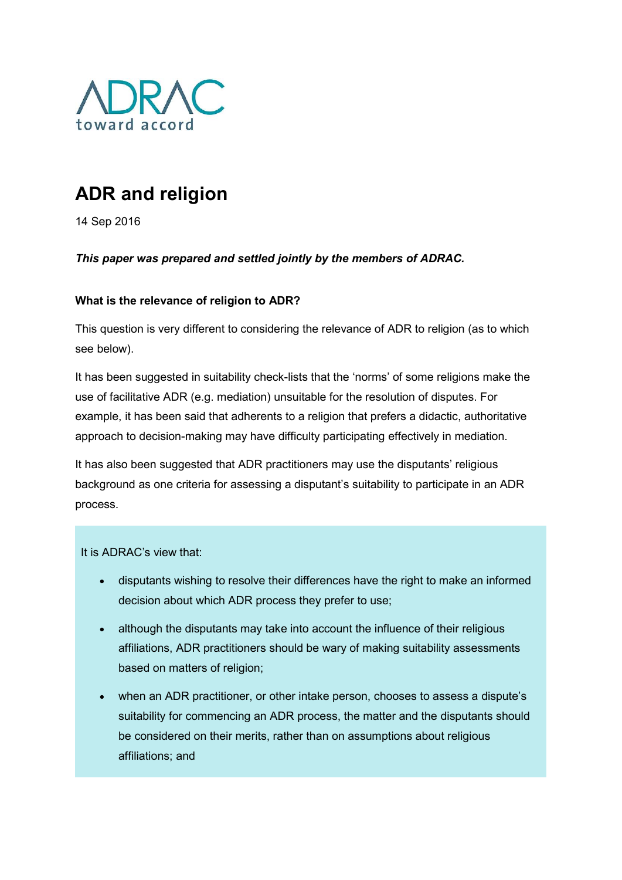ADRAC
toward accord

# ADR and religion

14 Sep 2016

***This paper was prepared and settled jointly by the members of ADRAC.***

**What is the relevance of religion to ADR?**

This question is very different to considering the relevance of ADR to religion (as to which see below).

It has been suggested in suitability check-lists that the 'norms' of some religions make the use of facilitative ADR (e.g. mediation) unsuitable for the resolution of disputes. For example, it has been said that adherents to a religion that prefers a didactic, authoritative approach to decision-making may have difficulty participating effectively in mediation.

It has also been suggested that ADR practitioners may use the disputants' religious background as one criteria for assessing a disputant's suitability to participate in an ADR process.

It is ADRAC's view that:

- disputants wishing to resolve their differences have the right to make an informed decision about which ADR process they prefer to use;
- although the disputants may take into account the influence of their religious affiliations, ADR practitioners should be wary of making suitability assessments based on matters of religion;
- when an ADR practitioner, or other intake person, chooses to assess a dispute's suitability for commencing an ADR process, the matter and the disputants should be considered on their merits, rather than on assumptions about religious affiliations; and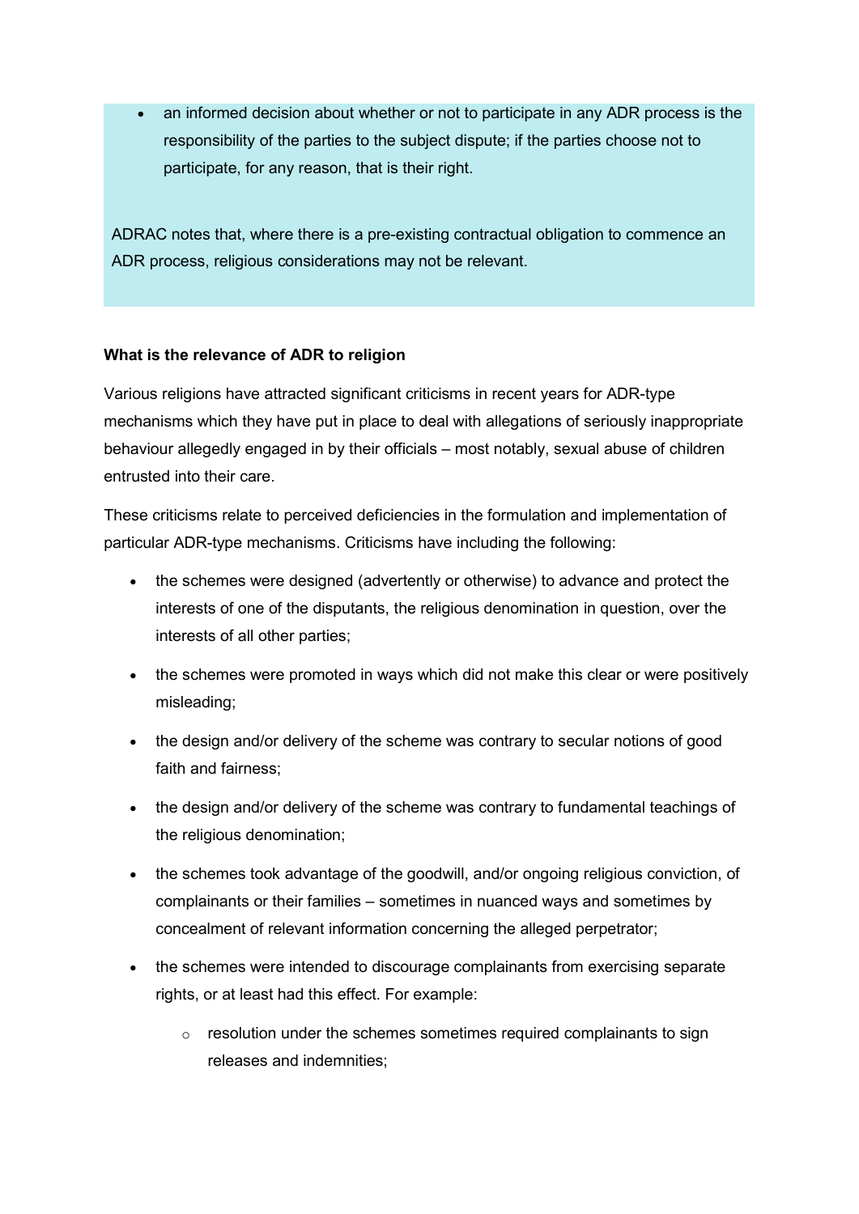- an informed decision about whether or not to participate in any ADR process is the responsibility of the parties to the subject dispute; if the parties choose not to participate, for any reason, that is their right.

ADRAC notes that, where there is a pre-existing contractual obligation to commence an ADR process, religious considerations may not be relevant.

**What is the relevance of ADR to religion**

Various religions have attracted significant criticisms in recent years for ADR-type mechanisms which they have put in place to deal with allegations of seriously inappropriate behaviour allegedly engaged in by their officials – most notably, sexual abuse of children entrusted into their care.

These criticisms relate to perceived deficiencies in the formulation and implementation of particular ADR-type mechanisms. Criticisms have including the following:

- the schemes were designed (advertently or otherwise) to advance and protect the interests of one of the disputants, the religious denomination in question, over the interests of all other parties;
- the schemes were promoted in ways which did not make this clear or were positively misleading;
- the design and/or delivery of the scheme was contrary to secular notions of good faith and fairness;
- the design and/or delivery of the scheme was contrary to fundamental teachings of the religious denomination;
- the schemes took advantage of the goodwill, and/or ongoing religious conviction, of complainants or their families – sometimes in nuanced ways and sometimes by concealment of relevant information concerning the alleged perpetrator;
- the schemes were intended to discourage complainants from exercising separate rights, or at least had this effect. For example:
    - resolution under the schemes sometimes required complainants to sign releases and indemnities;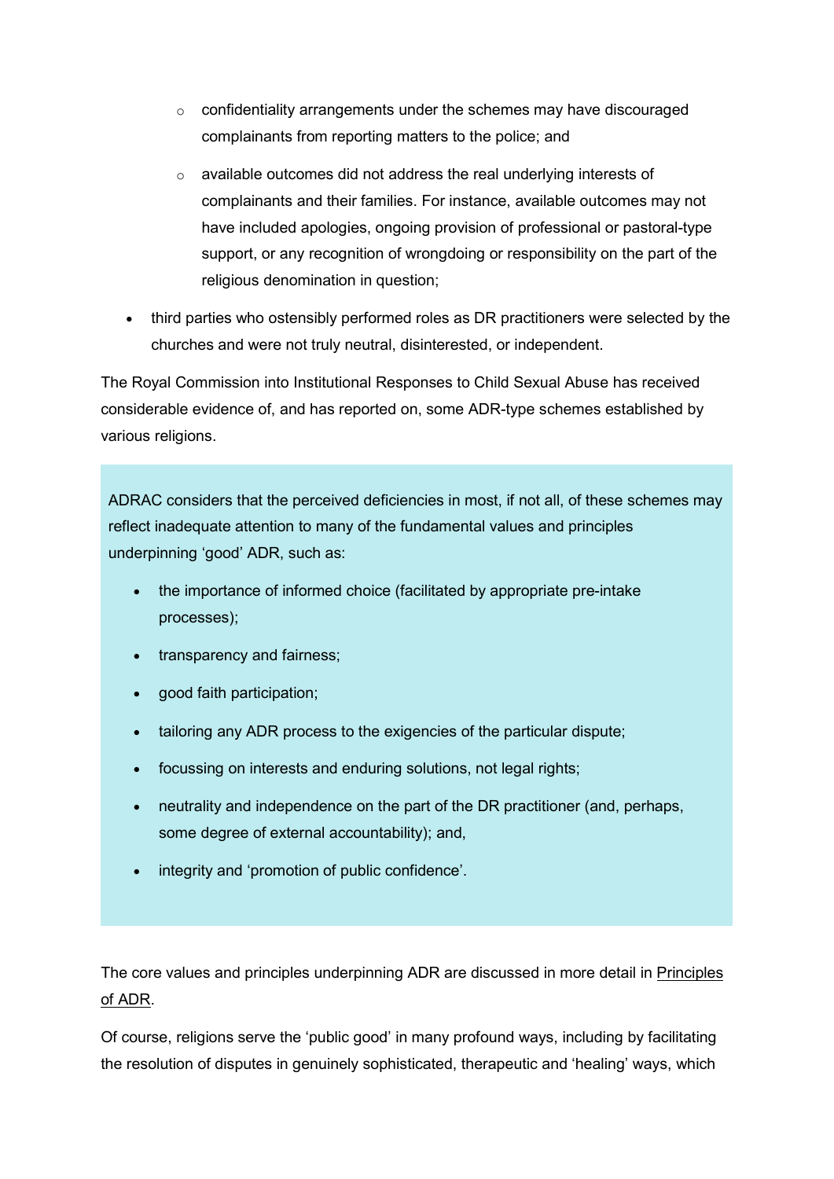- confidentiality arrangements under the schemes may have discouraged complainants from reporting matters to the police; and
    - available outcomes did not address the real underlying interests of complainants and their families. For instance, available outcomes may not have included apologies, ongoing provision of professional or pastoral-type support, or any recognition of wrongdoing or responsibility on the part of the religious denomination in question;
- third parties who ostensibly performed roles as DR practitioners were selected by the churches and were not truly neutral, disinterested, or independent.

The Royal Commission into Institutional Responses to Child Sexual Abuse has received considerable evidence of, and has reported on, some ADR-type schemes established by various religions.

ADRAC considers that the perceived deficiencies in most, if not all, of these schemes may reflect inadequate attention to many of the fundamental values and principles underpinning 'good' ADR, such as:

- the importance of informed choice (facilitated by appropriate pre-intake processes);
- transparency and fairness;
- good faith participation;
- tailoring any ADR process to the exigencies of the particular dispute;
- focussing on interests and enduring solutions, not legal rights;
- neutrality and independence on the part of the DR practitioner (and, perhaps, some degree of external accountability); and,
- integrity and 'promotion of public confidence'.

The core values and principles underpinning ADR are discussed in more detail in Principles of ADR.

Of course, religions serve the 'public good' in many profound ways, including by facilitating the resolution of disputes in genuinely sophisticated, therapeutic and 'healing' ways, which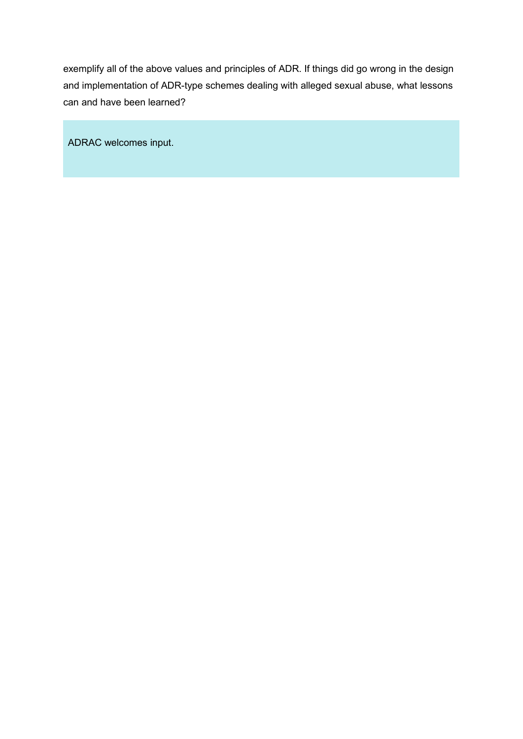exemplify all of the above values and principles of ADR. If things did go wrong in the design and implementation of ADR-type schemes dealing with alleged sexual abuse, what lessons can and have been learned?

ADRAC welcomes input.